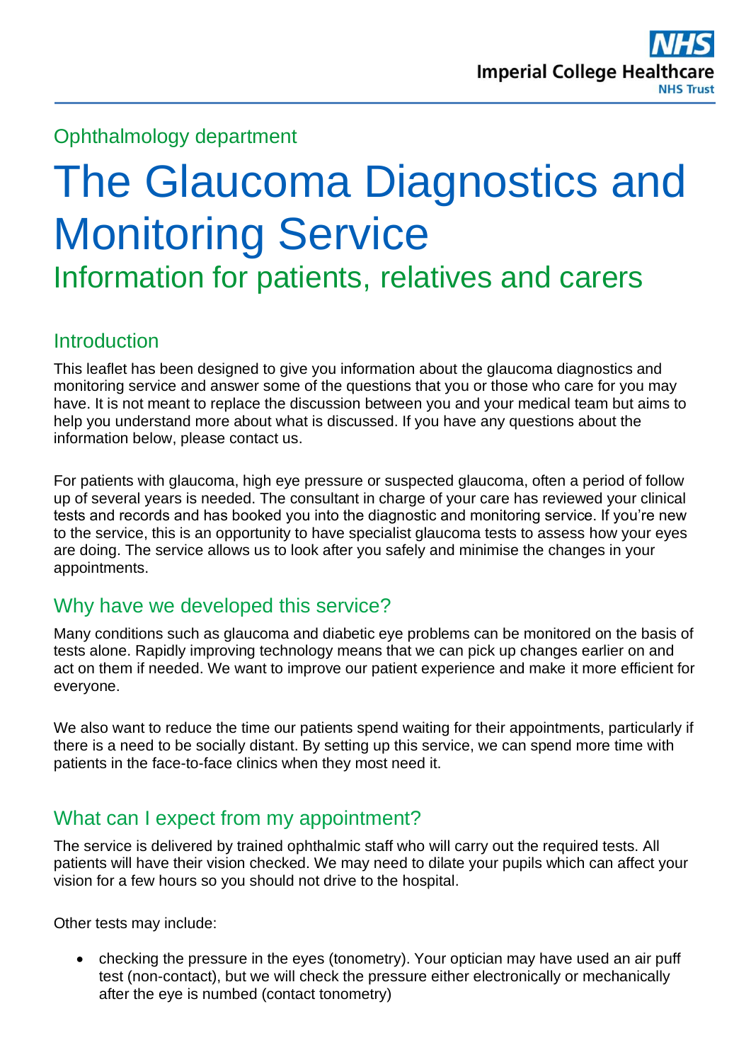Ophthalmology department

# The Glaucoma Diagnostics and Monitoring Service

## Information for patients, relatives and carers

### Introduction

This leaflet has been designed to give you information about the glaucoma diagnostics and monitoring service and answer some of the questions that you or those who care for you may have. It is not meant to replace the discussion between you and your medical team but aims to help you understand more about what is discussed. If you have any questions about the information below, please contact us.

For patients with glaucoma, high eye pressure or suspected glaucoma, often a period of follow up of several years is needed. The consultant in charge of your care has reviewed your clinical tests and records and has booked you into the diagnostic and monitoring service. If you're new to the service, this is an opportunity to have specialist glaucoma tests to assess how your eyes are doing. The service allows us to look after you safely and minimise the changes in your appointments.

### Why have we developed this service?

Many conditions such as glaucoma and diabetic eye problems can be monitored on the basis of tests alone. Rapidly improving technology means that we can pick up changes earlier on and act on them if needed. We want to improve our patient experience and make it more efficient for everyone.

We also want to reduce the time our patients spend waiting for their appointments, particularly if there is a need to be socially distant. By setting up this service, we can spend more time with patients in the face-to-face clinics when they most need it.

### What can I expect from my appointment?

The service is delivered by trained ophthalmic staff who will carry out the required tests. All patients will have their vision checked. We may need to dilate your pupils which can affect your vision for a few hours so you should not drive to the hospital.

Other tests may include:

- checking the pressure in the eyes (tonometry). Your optician may have used an air puff test (non-contact), but we will check the pressure either electronically or mechanically after the eye is numbed (contact tonometry)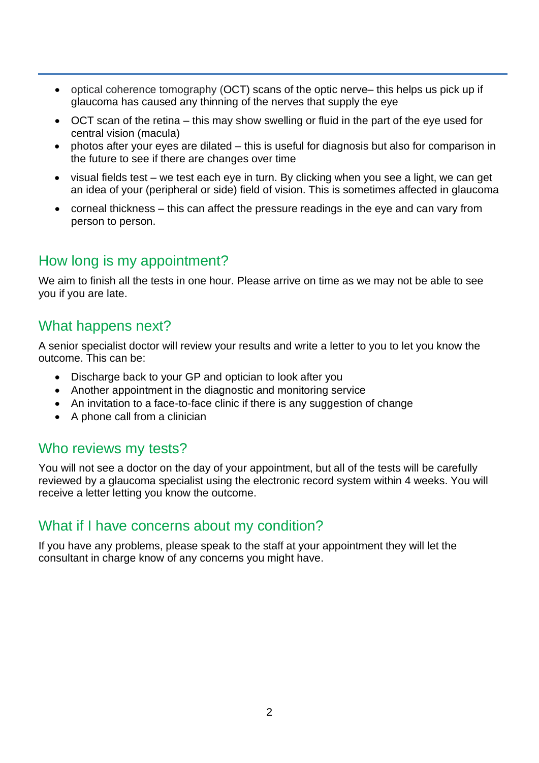- optical coherence tomography (OCT) scans of the optic nerve– this helps us pick up if glaucoma has caused any thinning of the nerves that supply the eye
- OCT scan of the retina – this may show swelling or fluid in the part of the eye used for central vision (macula)
- photos after your eyes are dilated – this is useful for diagnosis but also for comparison in the future to see if there are changes over time
- visual fields test – we test each eye in turn. By clicking when you see a light, we can get an idea of your (peripheral or side) field of vision. This is sometimes affected in glaucoma
- corneal thickness – this can affect the pressure readings in the eye and can vary from person to person.

## How long is my appointment?

We aim to finish all the tests in one hour. Please arrive on time as we may not be able to see you if you are late.

## What happens next?

A senior specialist doctor will review your results and write a letter to you to let you know the outcome. This can be:

- Discharge back to your GP and optician to look after you
- Another appointment in the diagnostic and monitoring service
- An invitation to a face-to-face clinic if there is any suggestion of change
- A phone call from a clinician

## Who reviews my tests?

You will not see a doctor on the day of your appointment, but all of the tests will be carefully reviewed by a glaucoma specialist using the electronic record system within 4 weeks. You will receive a letter letting you know the outcome.

## What if I have concerns about my condition?

If you have any problems, please speak to the staff at your appointment they will let the consultant in charge know of any concerns you might have.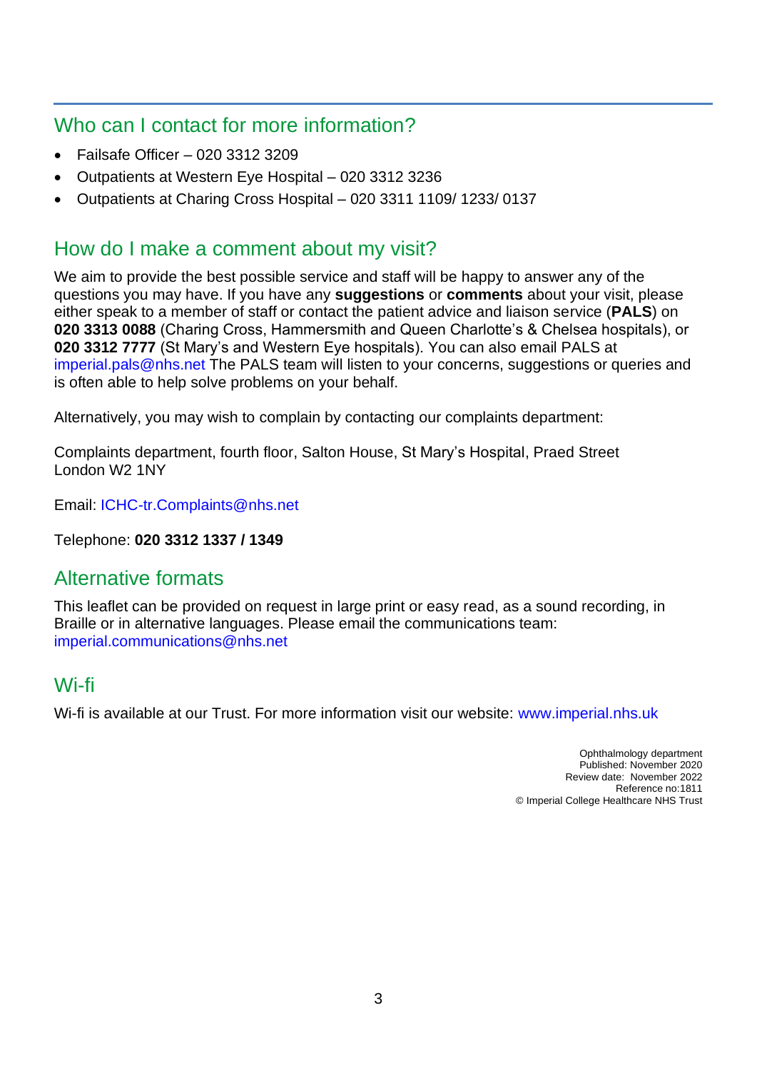## Who can I contact for more information?

- Failsafe Officer – 020 3312 3209
- Outpatients at Western Eye Hospital – 020 3312 3236
- Outpatients at Charing Cross Hospital – 020 3311 1109/ 1233/ 0137

## How do I make a comment about my visit?

We aim to provide the best possible service and staff will be happy to answer any of the questions you may have. If you have any **suggestions** or **comments** about your visit, please either speak to a member of staff or contact the patient advice and liaison service (**PALS**) on **020 3313 0088** (Charing Cross, Hammersmith and Queen Charlotte's & Chelsea hospitals), or **020 3312 7777** (St Mary's and Western Eye hospitals). You can also email PALS at imperial.pals@nhs.net The PALS team will listen to your concerns, suggestions or queries and is often able to help solve problems on your behalf.

Alternatively, you may wish to complain by contacting our complaints department:

Complaints department, fourth floor, Salton House, St Mary's Hospital, Praed Street
London W2 1NY

Email: ICHC-tr.Complaints@nhs.net

Telephone: **020 3312 1337 / 1349**

## Alternative formats

This leaflet can be provided on request in large print or easy read, as a sound recording, in Braille or in alternative languages. Please email the communications team: imperial.communications@nhs.net

## Wi-fi

Wi-fi is available at our Trust. For more information visit our website: www.imperial.nhs.uk

Ophthalmology department
Published: November 2020
Review date: November 2022
Reference no:1811
© Imperial College Healthcare NHS Trust